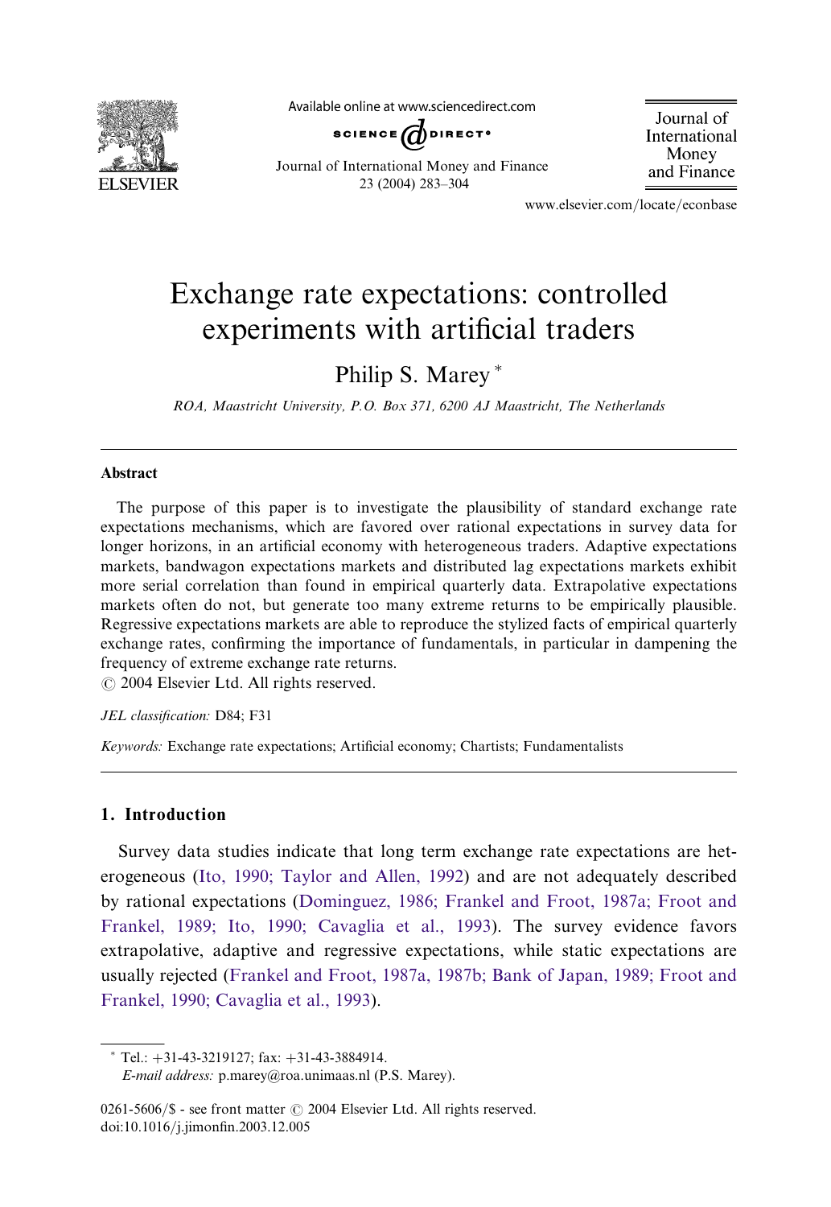# Exchange rate expectations: controlled experiments with artificial traders

Philip S. Marey *

*ROA, Maastricht University, P.O. Box 371, 6200 AJ Maastricht, The Netherlands*

---

## Abstract

The purpose of this paper is to investigate the plausibility of standard exchange rate expectations mechanisms, which are favored over rational expectations in survey data for longer horizons, in an artificial economy with heterogeneous traders. Adaptive expectations markets, bandwagon expectations markets and distributed lag expectations markets exhibit more serial correlation than found in empirical quarterly data. Extrapolative expectations markets often do not, but generate too many extreme returns to be empirically plausible. Regressive expectations markets are able to reproduce the stylized facts of empirical quarterly exchange rates, confirming the importance of fundamentals, in particular in dampening the frequency of extreme exchange rate returns.

© 2004 Elsevier Ltd. All rights reserved.

*JEL classification:* D84; F31

*Keywords:* Exchange rate expectations; Artificial economy; Chartists; Fundamentalists

---

## 1. Introduction

Survey data studies indicate that long term exchange rate expectations are heterogeneous (Ito, 1990; Taylor and Allen, 1992) and are not adequately described by rational expectations (Dominguez, 1986; Frankel and Froot, 1987a; Froot and Frankel, 1989; Ito, 1990; Cavaglia et al., 1993). The survey evidence favors extrapolative, adaptive and regressive expectations, while static expectations are usually rejected (Frankel and Froot, 1987a, 1987b; Bank of Japan, 1989; Froot and Frankel, 1990; Cavaglia et al., 1993).

---

* Tel.: +31-43-3219127; fax: +31-43-3884914.
*E-mail address:* p.marey@roa.unimaas.nl (P.S. Marey).

0261-5606/$ - see front matter © 2004 Elsevier Ltd. All rights reserved.
doi:10.1016/j.jimonfin.2003.12.005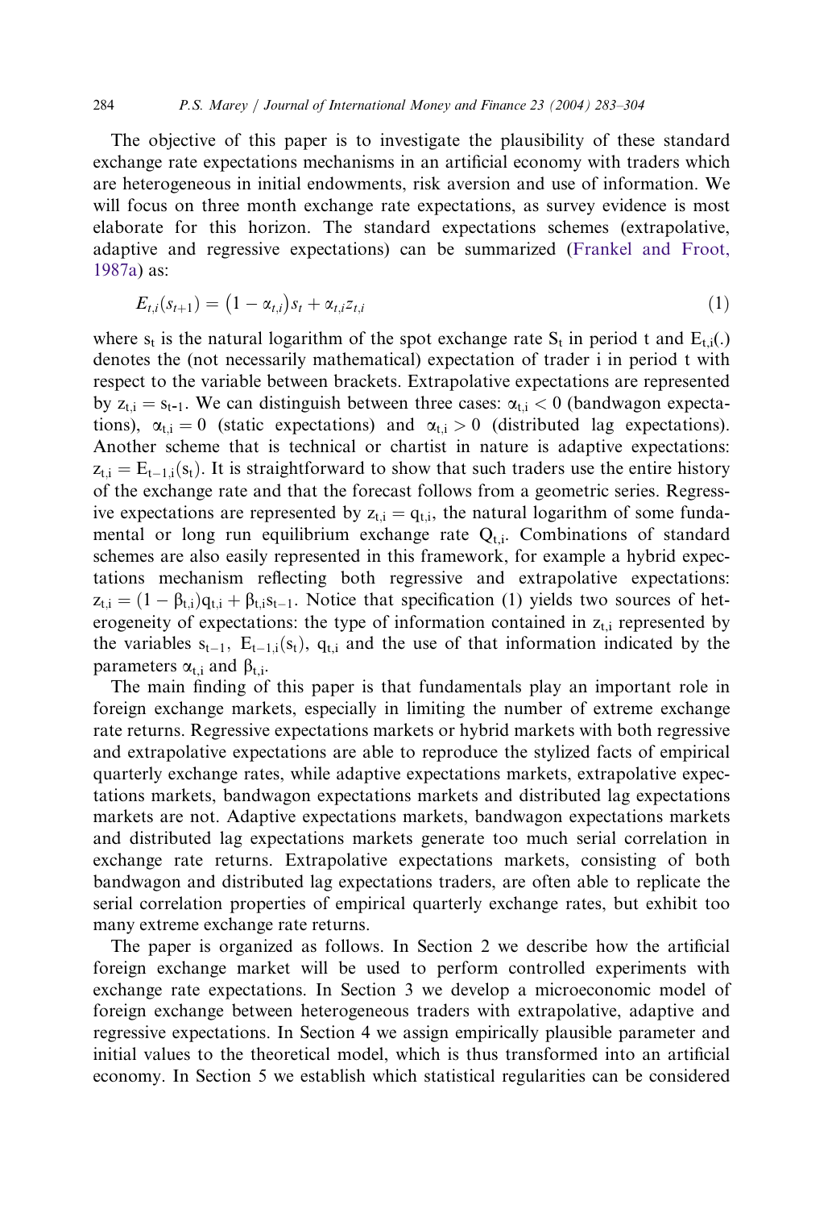The objective of this paper is to investigate the plausibility of these standard exchange rate expectations mechanisms in an artificial economy with traders which are heterogeneous in initial endowments, risk aversion and use of information. We will focus on three month exchange rate expectations, as survey evidence is most elaborate for this horizon. The standard expectations schemes (extrapolative, adaptive and regressive expectations) can be summarized (Frankel and Froot, 1987a) as:

$$E_{t,i}(s_{t+1}) = (1 - \alpha_{t,i})s_t + \alpha_{t,i}z_{t,i} \tag{1}$$

where $s_t$ is the natural logarithm of the spot exchange rate $S_t$ in period t and $E_{t,i}(.)$ denotes the (not necessarily mathematical) expectation of trader i in period t with respect to the variable between brackets. Extrapolative expectations are represented by $z_{t,i} = s_{t-1}$. We can distinguish between three cases: $\alpha_{t,i} < 0$ (bandwagon expectations), $\alpha_{t,i} = 0$ (static expectations) and $\alpha_{t,i} > 0$ (distributed lag expectations). Another scheme that is technical or chartist in nature is adaptive expectations: $z_{t,i} = E_{t-1,i}(s_t)$. It is straightforward to show that such traders use the entire history of the exchange rate and that the forecast follows from a geometric series. Regressive expectations are represented by $z_{t,i} = q_{t,i}$, the natural logarithm of some fundamental or long run equilibrium exchange rate $Q_{t,i}$. Combinations of standard schemes are also easily represented in this framework, for example a hybrid expectations mechanism reflecting both regressive and extrapolative expectations: $z_{t,i} = (1 - \beta_{t,i})q_{t,i} + \beta_{t,i}s_{t-1}$. Notice that specification (1) yields two sources of heterogeneity of expectations: the type of information contained in $z_{t,i}$ represented by the variables $s_{t-1}$, $E_{t-1,i}(s_t)$, $q_{t,i}$ and the use of that information indicated by the parameters $\alpha_{t,i}$ and $\beta_{t,i}$.

The main finding of this paper is that fundamentals play an important role in foreign exchange markets, especially in limiting the number of extreme exchange rate returns. Regressive expectations markets or hybrid markets with both regressive and extrapolative expectations are able to reproduce the stylized facts of empirical quarterly exchange rates, while adaptive expectations markets, extrapolative expectations markets, bandwagon expectations markets and distributed lag expectations markets are not. Adaptive expectations markets, bandwagon expectations markets and distributed lag expectations markets generate too much serial correlation in exchange rate returns. Extrapolative expectations markets, consisting of both bandwagon and distributed lag expectations traders, are often able to replicate the serial correlation properties of empirical quarterly exchange rates, but exhibit too many extreme exchange rate returns.

The paper is organized as follows. In Section 2 we describe how the artificial foreign exchange market will be used to perform controlled experiments with exchange rate expectations. In Section 3 we develop a microeconomic model of foreign exchange between heterogeneous traders with extrapolative, adaptive and regressive expectations. In Section 4 we assign empirically plausible parameter and initial values to the theoretical model, which is thus transformed into an artificial economy. In Section 5 we establish which statistical regularities can be considered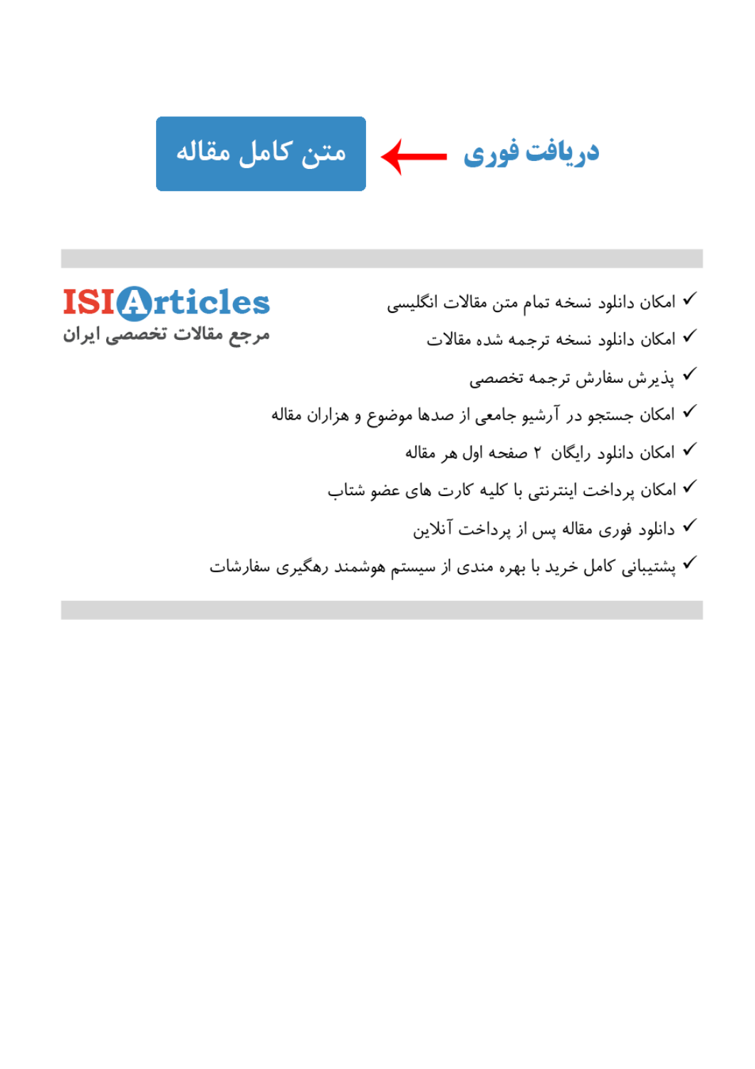دریافت فوری ← **متن کامل مقاله**

**ISIArticles**
مرجع مقالات تخصصی ایران

- ✓ امکان دانلود نسخه تمام متن مقالات انگلیسی
- ✓ امکان دانلود نسخه ترجمه شده مقالات
- ✓ پذیرش سفارش ترجمه تخصصی
- ✓ امکان جستجو در آرشیو جامعی از صدها موضوع و هزاران مقاله
- ✓ امکان دانلود رایگان ۲ صفحه اول هر مقاله
- ✓ امکان پرداخت اینترنتی با کلیه کارت های عضو شتاب
- ✓ دانلود فوری مقاله پس از پرداخت آنلاین
- ✓ پشتیبانی کامل خرید با بهره مندی از سیستم هوشمند رهگیری سفارشات